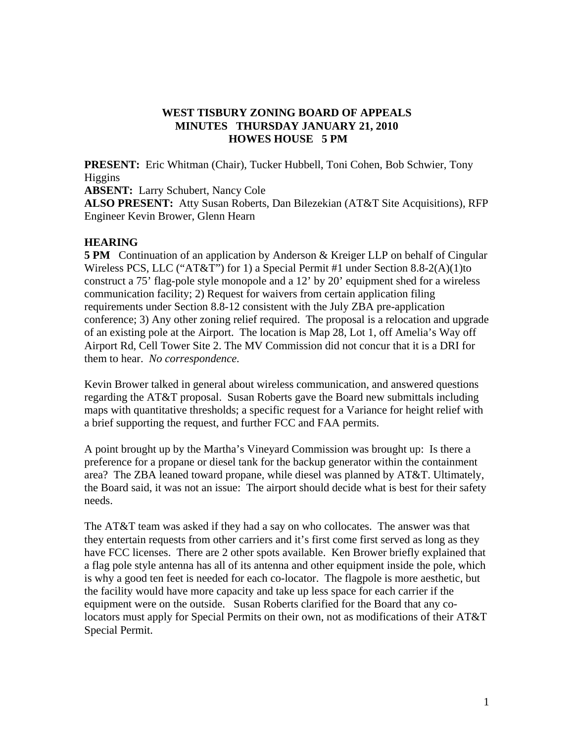# WEST TISBURY ZONING BOARD OF APPEALS
## MINUTES THURSDAY JANUARY 21, 2010
## HOWES HOUSE 5 PM

**PRESENT:** Eric Whitman (Chair), Tucker Hubbell, Toni Cohen, Bob Schwier, Tony Higgins
**ABSENT:** Larry Schubert, Nancy Cole
**ALSO PRESENT:** Atty Susan Roberts, Dan Bilezekian (AT&T Site Acquisitions), RFP Engineer Kevin Brower, Glenn Hearn

### HEARING

**5 PM** Continuation of an application by Anderson & Kreiger LLP on behalf of Cingular Wireless PCS, LLC ("AT&T") for 1) a Special Permit #1 under Section 8.8-2(A)(1)to construct a 75' flag-pole style monopole and a 12' by 20' equipment shed for a wireless communication facility; 2) Request for waivers from certain application filing requirements under Section 8.8-12 consistent with the July ZBA pre-application conference; 3) Any other zoning relief required. The proposal is a relocation and upgrade of an existing pole at the Airport. The location is Map 28, Lot 1, off Amelia's Way off Airport Rd, Cell Tower Site 2. The MV Commission did not concur that it is a DRI for them to hear. *No correspondence.*

Kevin Brower talked in general about wireless communication, and answered questions regarding the AT&T proposal. Susan Roberts gave the Board new submittals including maps with quantitative thresholds; a specific request for a Variance for height relief with a brief supporting the request, and further FCC and FAA permits.

A point brought up by the Martha's Vineyard Commission was brought up: Is there a preference for a propane or diesel tank for the backup generator within the containment area? The ZBA leaned toward propane, while diesel was planned by AT&T. Ultimately, the Board said, it was not an issue: The airport should decide what is best for their safety needs.

The AT&T team was asked if they had a say on who collocates. The answer was that they entertain requests from other carriers and it's first come first served as long as they have FCC licenses. There are 2 other spots available. Ken Brower briefly explained that a flag pole style antenna has all of its antenna and other equipment inside the pole, which is why a good ten feet is needed for each co-locator. The flagpole is more aesthetic, but the facility would have more capacity and take up less space for each carrier if the equipment were on the outside. Susan Roberts clarified for the Board that any co-locators must apply for Special Permits on their own, not as modifications of their AT&T Special Permit.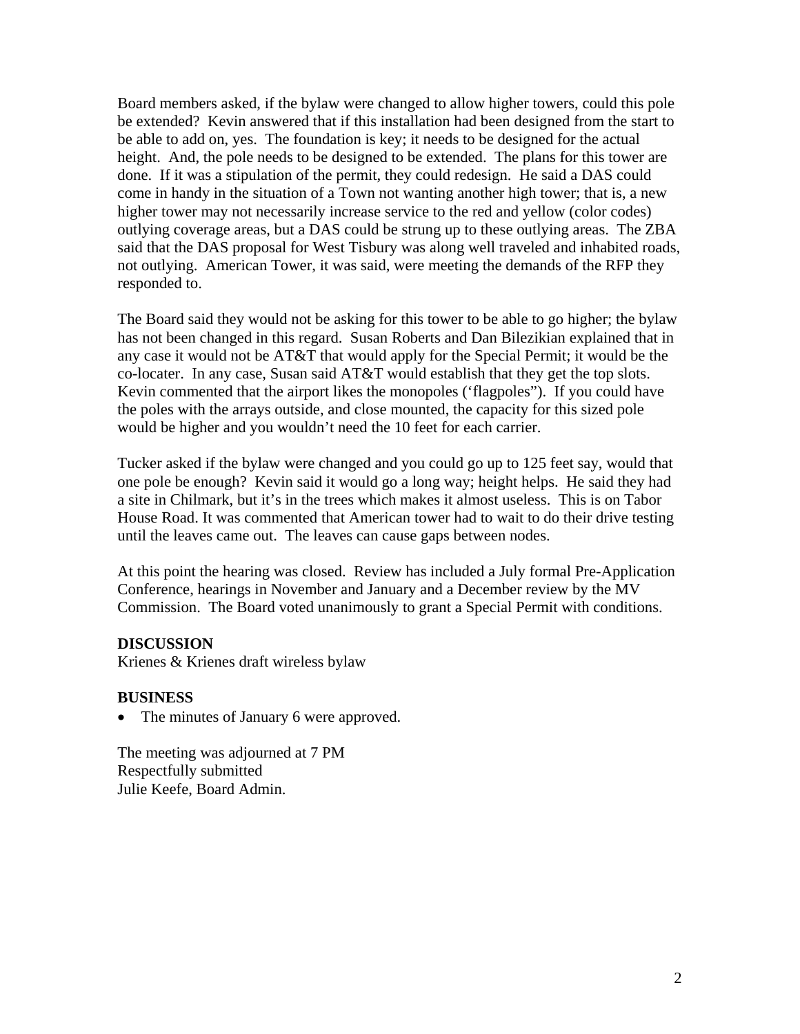Board members asked, if the bylaw were changed to allow higher towers, could this pole be extended? Kevin answered that if this installation had been designed from the start to be able to add on, yes. The foundation is key; it needs to be designed for the actual height. And, the pole needs to be designed to be extended. The plans for this tower are done. If it was a stipulation of the permit, they could redesign. He said a DAS could come in handy in the situation of a Town not wanting another high tower; that is, a new higher tower may not necessarily increase service to the red and yellow (color codes) outlying coverage areas, but a DAS could be strung up to these outlying areas. The ZBA said that the DAS proposal for West Tisbury was along well traveled and inhabited roads, not outlying. American Tower, it was said, were meeting the demands of the RFP they responded to.

The Board said they would not be asking for this tower to be able to go higher; the bylaw has not been changed in this regard. Susan Roberts and Dan Bilezikian explained that in any case it would not be AT&T that would apply for the Special Permit; it would be the co-locater. In any case, Susan said AT&T would establish that they get the top slots. Kevin commented that the airport likes the monopoles ('flagpoles"). If you could have the poles with the arrays outside, and close mounted, the capacity for this sized pole would be higher and you wouldn't need the 10 feet for each carrier.

Tucker asked if the bylaw were changed and you could go up to 125 feet say, would that one pole be enough? Kevin said it would go a long way; height helps. He said they had a site in Chilmark, but it's in the trees which makes it almost useless. This is on Tabor House Road. It was commented that American tower had to wait to do their drive testing until the leaves came out. The leaves can cause gaps between nodes.

At this point the hearing was closed. Review has included a July formal Pre-Application Conference, hearings in November and January and a December review by the MV Commission. The Board voted unanimously to grant a Special Permit with conditions.

**DISCUSSION**
Krienes & Krienes draft wireless bylaw

**BUSINESS**

- The minutes of January 6 were approved.

The meeting was adjourned at 7 PM
Respectfully submitted
Julie Keefe, Board Admin.